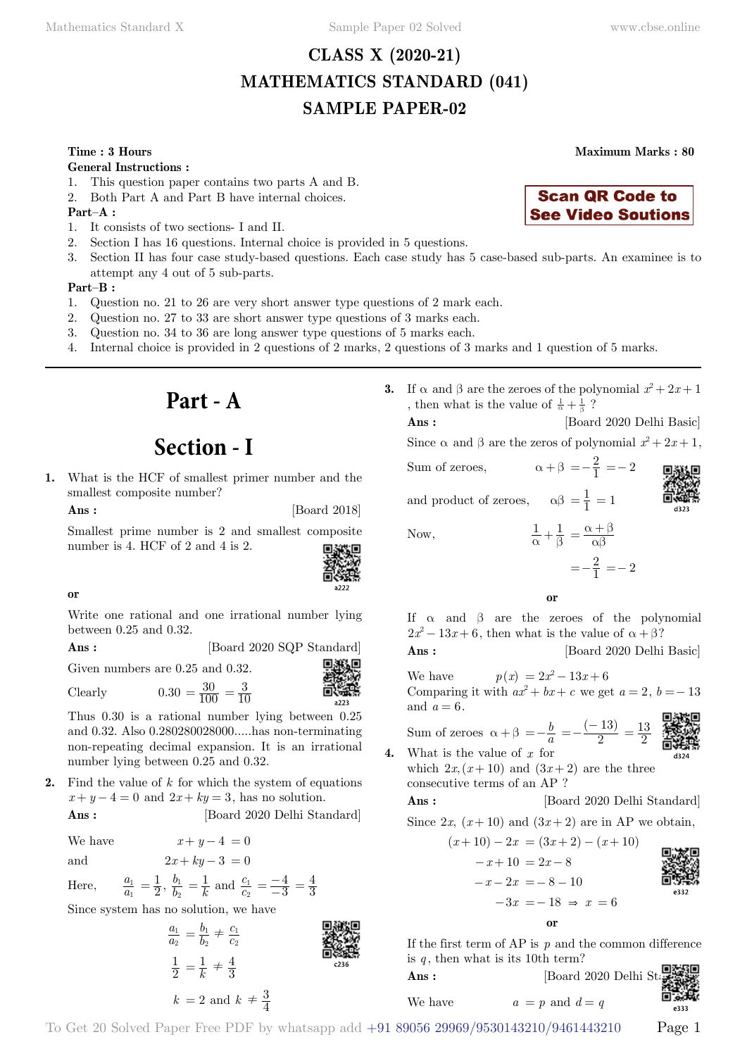# CLASS X (2020-21)
# MATHEMATICS STANDARD (041)
# SAMPLE PAPER-02

**Time : 3 Hours** **Maximum Marks : 80**

**General Instructions :**

1. This question paper contains two parts A and B.
2. Both Part A and Part B have internal choices.

**Scan QR Code to See Video Soutions**

**Part–A :**

1. It consists of two sections- I and II.
2. Section I has 16 questions. Internal choice is provided in 5 questions.
3. Section II has four case study-based questions. Each case study has 5 case-based sub-parts. An examinee is to attempt any 4 out of 5 sub-parts.

**Part–B :**

1. Question no. 21 to 26 are very short answer type questions of 2 mark each.
2. Question no. 27 to 33 are short answer type questions of 3 marks each.
3. Question no. 34 to 36 are long answer type questions of 5 marks each.
4. Internal choice is provided in 2 questions of 2 marks, 2 questions of 3 marks and 1 question of 5 marks.

---

# Part - A

# Section - I

**1.** What is the HCF of smallest primer number and the smallest composite number?

**Ans :** [Board 2018]

Smallest prime number is 2 and smallest composite number is 4. HCF of 2 and 4 is 2.

**or**

Write one rational and one irrational number lying between 0.25 and 0.32.

**Ans :** [Board 2020 SQP Standard]

Given numbers are 0.25 and 0.32.

Clearly $$0.30 = \frac{30}{100} = \frac{3}{10}$$

Thus 0.30 is a rational number lying between 0.25 and 0.32. Also 0.280280028000.....has non-terminating non-repeating decimal expansion. It is an irrational number lying between 0.25 and 0.32.

**2.** Find the value of $k$ for which the system of equations $x + y - 4 = 0$ and $2x + ky = 3$, has no solution.

**Ans :** [Board 2020 Delhi Standard]

We have $$x + y - 4 = 0$$

and $$2x + ky - 3 = 0$$

Here, $\frac{a_1}{a_1} = \frac{1}{2}$, $\frac{b_1}{b_2} = \frac{1}{k}$ and $\frac{c_1}{c_2} = \frac{-4}{-3} = \frac{4}{3}$

Since system has no solution, we have

$$\frac{a_1}{a_2} = \frac{b_1}{b_2} \neq \frac{c_1}{c_2}$$

$$\frac{1}{2} = \frac{1}{k} \neq \frac{4}{3}$$

$$k = 2 \text{ and } k \neq \frac{3}{4}$$

**3.** If $\alpha$ and $\beta$ are the zeroes of the polynomial $x^2 + 2x + 1$, then what is the value of $\frac{1}{\alpha} + \frac{1}{\beta}$ ?

**Ans :** [Board 2020 Delhi Basic]

Since $\alpha$ and $\beta$ are the zeros of polynomial $x^2 + 2x + 1$,

Sum of zeroes, $$\alpha + \beta = -\frac{2}{1} = -2$$

and product of zeroes, $$\alpha\beta = \frac{1}{1} = 1$$

Now, $$\frac{1}{\alpha} + \frac{1}{\beta} = \frac{\alpha + \beta}{\alpha\beta}$$

$$= -\frac{2}{1} = -2$$

**or**

If $\alpha$ and $\beta$ are the zeroes of the polynomial $2x^2 - 13x + 6$, then what is the value of $\alpha + \beta$?

**Ans :** [Board 2020 Delhi Basic]

We have $$p(x) = 2x^2 - 13x + 6$$

Comparing it with $ax^2 + bx + c$ we get $a = 2$, $b = -13$ and $a = 6$.

Sum of zeroes $$\alpha + \beta = -\frac{b}{a} = -\frac{(-13)}{2} = \frac{13}{2}$$

**4.** What is the value of $x$ for which $2x, (x + 10)$ and $(3x + 2)$ are the three consecutive terms of an AP ?

**Ans :** [Board 2020 Delhi Standard]

Since $2x$, $(x + 10)$ and $(3x + 2)$ are in AP we obtain,

$$(x + 10) - 2x = (3x + 2) - (x + 10)$$

$$-x + 10 = 2x - 8$$

$$-x - 2x = -8 - 10$$

$$-3x = -18 \Rightarrow x = 6$$

**or**

If the first term of AP is $p$ and the common difference is $q$, then what is its 10th term?

**Ans :** [Board 2020 Delhi St

We have $$a = p \text{ and } d = q$$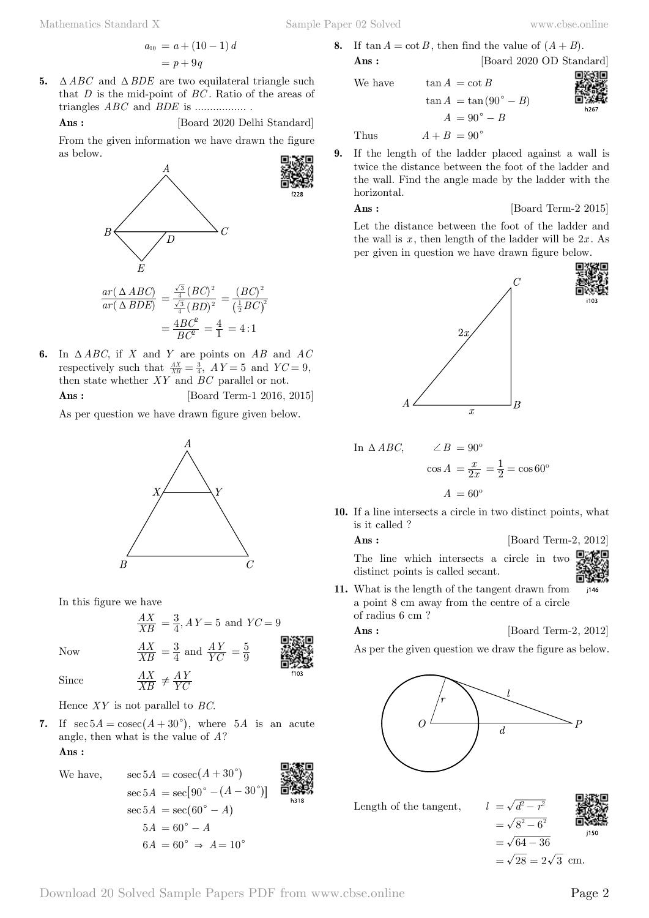$$a_{10} = a + (10-1)d$$
$$= p + 9q$$

**5.** $\Delta ABC$ and $\Delta BDE$ are two equilateral triangle such that $D$ is the mid-point of $BC$. Ratio of the areas of triangles $ABC$ and $BDE$ is ................. .

**Ans :** [Board 2020 Delhi Standard]

From the given information we have drawn the figure as below.

$$\frac{ar(\Delta ABC)}{ar(\Delta BDE)} = \frac{\frac{\sqrt{3}}{4}(BC)^2}{\frac{\sqrt{3}}{4}(BD)^2} = \frac{(BC)^2}{\left(\frac{1}{2}BC\right)^2}$$
$$= \frac{4BC^2}{BC^2} = \frac{4}{1} = 4:1$$

**6.** In $\Delta ABC$, if $X$ and $Y$ are points on $AB$ and $AC$ respectively such that $\frac{AX}{XB} = \frac{3}{4}$, $AY = 5$ and $YC = 9$, then state whether $XY$ and $BC$ parallel or not.

**Ans :** [Board Term-1 2016, 2015]

As per question we have drawn figure given below.

In this figure we have

$$\frac{AX}{XB} = \frac{3}{4}, AY = 5 \text{ and } YC = 9$$

Now $\quad \frac{AX}{XB} = \frac{3}{4}$ and $\frac{AY}{YC} = \frac{5}{9}$

Since $\quad \frac{AX}{XB} \neq \frac{AY}{YC}$

Hence $XY$ is not parallel to $BC$.

**7.** If $\sec 5A = \operatorname{cosec}(A + 30^\circ)$, where $5A$ is an acute angle, then what is the value of $A$?

**Ans :**

We have,
$$\sec 5A = \operatorname{cosec}(A + 30^\circ)$$
$$\sec 5A = \sec[90^\circ - (A - 30^\circ)]$$
$$\sec 5A = \sec(60^\circ - A)$$
$$5A = 60^\circ - A$$
$$6A = 60^\circ \Rightarrow A = 10^\circ$$

**8.** If $\tan A = \cot B$, then find the value of $(A + B)$.

**Ans :** [Board 2020 OD Standard]

We have
$$\tan A = \cot B$$
$$\tan A = \tan(90^\circ - B)$$
$$A = 90^\circ - B$$

Thus $\quad A + B = 90^\circ$

**9.** If the length of the ladder placed against a wall is twice the distance between the foot of the ladder and the wall. Find the angle made by the ladder with the horizontal.

**Ans :** [Board Term-2 2015]

Let the distance between the foot of the ladder and the wall is $x$, then length of the ladder will be $2x$. As per given in question we have drawn figure below.

In $\Delta ABC$, $\quad \angle B = 90^\circ$

$$\cos A = \frac{x}{2x} = \frac{1}{2} = \cos 60^\circ$$
$$A = 60^\circ$$

**10.** If a line intersects a circle in two distinct points, what is it called ?

**Ans :** [Board Term-2, 2012]

The line which intersects a circle in two distinct points is called secant.

**11.** What is the length of the tangent drawn from a point 8 cm away from the centre of a circle of radius 6 cm ?

**Ans :** [Board Term-2, 2012]

As per the given question we draw the figure as below.

Length of the tangent,
$$l = \sqrt{d^2 - r^2}$$
$$= \sqrt{8^2 - 6^2}$$
$$= \sqrt{64 - 36}$$
$$= \sqrt{28} = 2\sqrt{3} \text{ cm.}$$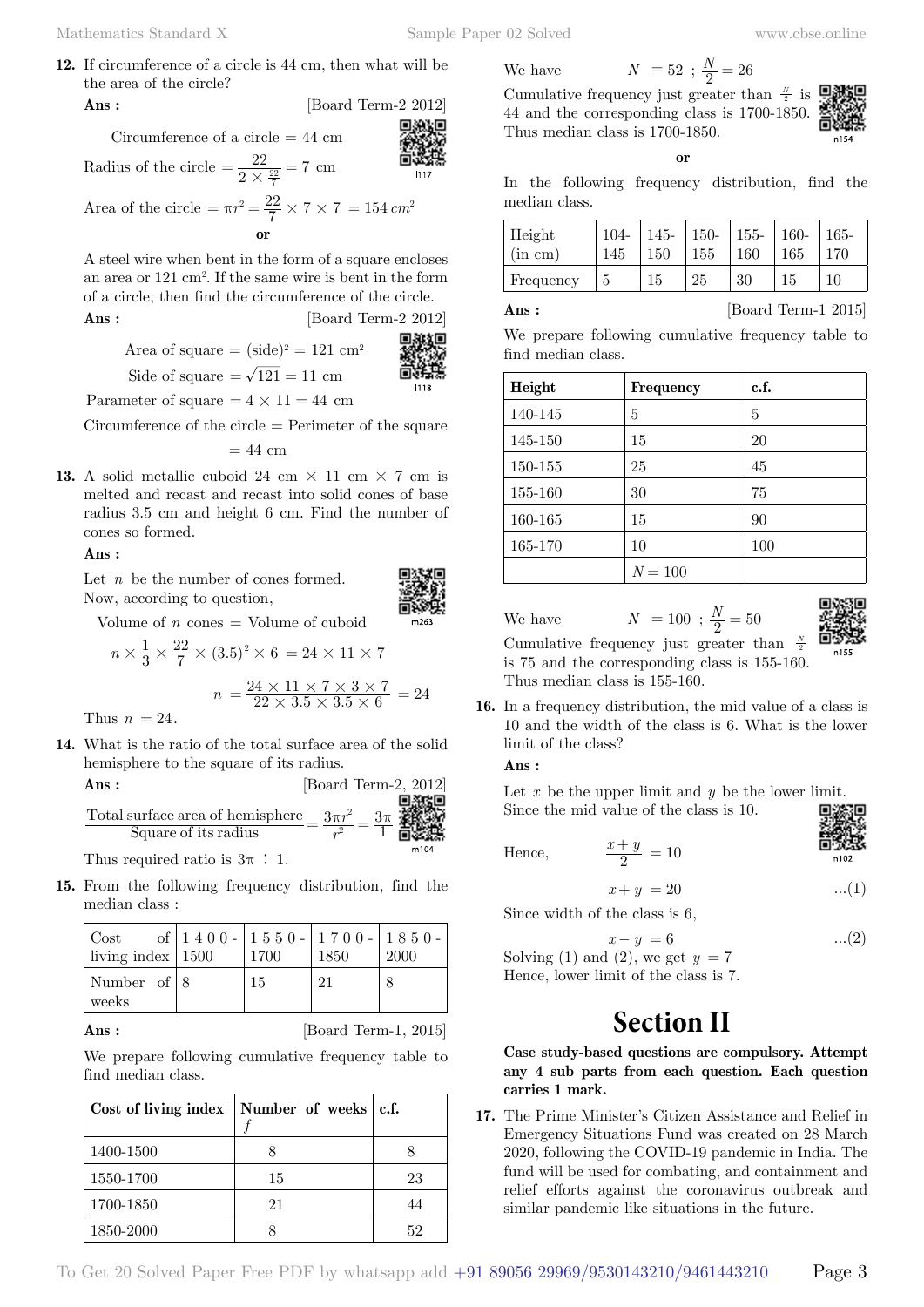**12.** If circumference of a circle is 44 cm, then what will be the area of the circle?

**Ans :** [Board Term-2 2012]

Circumference of a circle = 44 cm

$$\text{Radius of the circle} = \frac{22}{2 \times \frac{22}{7}} = 7 \text{ cm}$$

$$\text{Area of the circle} = \pi r^2 = \frac{22}{7} \times 7 \times 7 = 154 \, cm^2$$

**or**

A steel wire when bent in the form of a square encloses an area or 121 cm². If the same wire is bent in the form of a circle, then find the circumference of the circle.

**Ans :** [Board Term-2 2012]

Area of square = (side)² = 121 cm²

Side of square = $\sqrt{121} = 11$ cm

Parameter of square = 4 × 11 = 44 cm

Circumference of the circle = Perimeter of the square

= 44 cm

**13.** A solid metallic cuboid 24 cm × 11 cm × 7 cm is melted and recast and recast into solid cones of base radius 3.5 cm and height 6 cm. Find the number of cones so formed.

**Ans :**

Let $n$ be the number of cones formed.
Now, according to question,

Volume of $n$ cones = Volume of cuboid

$$n \times \frac{1}{3} \times \frac{22}{7} \times (3.5)^2 \times 6 = 24 \times 11 \times 7$$

$$n = \frac{24 \times 11 \times 7 \times 3 \times 7}{22 \times 3.5 \times 3.5 \times 6} = 24$$

Thus $n = 24$.

**14.** What is the ratio of the total surface area of the solid hemisphere to the square of its radius.

**Ans :** [Board Term-2, 2012]

$$\frac{\text{Total surface area of hemisphere}}{\text{Square of its radius}} = \frac{3\pi r^2}{r^2} = \frac{3\pi}{1}$$

Thus required ratio is $3\pi : 1$.

**15.** From the following frequency distribution, find the median class :

| Cost of living index | 1400-1500 | 1550-1700 | 1700-1850 | 1850-2000 |
|---|---|---|---|---|
| Number of weeks | 8 | 15 | 21 | 8 |

**Ans :** [Board Term-1, 2015]

We prepare following cumulative frequency table to find median class.

| Cost of living index | Number of weeks $f$ | c.f. |
|---|---|---|
| 1400-1500 | 8 | 8 |
| 1550-1700 | 15 | 23 |
| 1700-1850 | 21 | 44 |
| 1850-2000 | 8 | 52 |

We have $N = 52$ ; $\frac{N}{2} = 26$

Cumulative frequency just greater than $\frac{N}{2}$ is 44 and the corresponding class is 1700-1850. Thus median class is 1700-1850.

**or**

In the following frequency distribution, find the median class.

| Height (in cm) | 104-145 | 145-150 | 150-155 | 155-160 | 160-165 | 165-170 |
|---|---|---|---|---|---|---|
| Frequency | 5 | 15 | 25 | 30 | 15 | 10 |

**Ans :** [Board Term-1 2015]

We prepare following cumulative frequency table to find median class.

| Height | Frequency | c.f. |
|---|---|---|
| 140-145 | 5 | 5 |
| 145-150 | 15 | 20 |
| 150-155 | 25 | 45 |
| 155-160 | 30 | 75 |
| 160-165 | 15 | 90 |
| 165-170 | 10 | 100 |
| | $N = 100$ | |

We have $N = 100$ ; $\frac{N}{2} = 50$

Cumulative frequency just greater than $\frac{N}{2}$ is 75 and the corresponding class is 155-160. Thus median class is 155-160.

**16.** In a frequency distribution, the mid value of a class is 10 and the width of the class is 6. What is the lower limit of the class?

**Ans :**

Let $x$ be the upper limit and $y$ be the lower limit. Since the mid value of the class is 10.

Hence, $$\frac{x+y}{2} = 10$$

$$x + y = 20 \quad ...(1)$$

Since width of the class is 6,

$$x - y = 6 \quad ...(2)$$

Solving (1) and (2), we get $y = 7$
Hence, lower limit of the class is 7.

# Section II

**Case study-based questions are compulsory. Attempt any 4 sub parts from each question. Each question carries 1 mark.**

**17.** The Prime Minister's Citizen Assistance and Relief in Emergency Situations Fund was created on 28 March 2020, following the COVID-19 pandemic in India. The fund will be used for combating, and containment and relief efforts against the coronavirus outbreak and similar pandemic like situations in the future.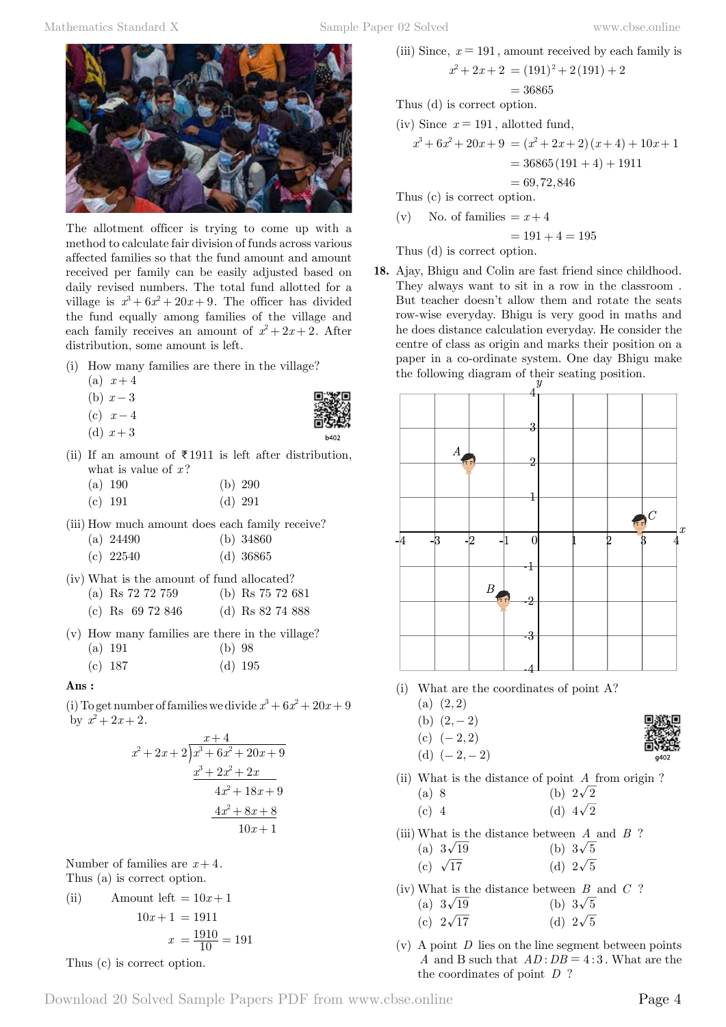The allotment officer is trying to come up with a method to calculate fair division of funds across various affected families so that the fund amount and amount received per family can be easily adjusted based on daily revised numbers. The total fund allotted for a village is $x^3 + 6x^2 + 20x + 9$. The officer has divided the fund equally among families of the village and each family receives an amount of $x^2 + 2x + 2$. After distribution, some amount is left.

(i) How many families are there in the village?
   (a) $x + 4$
   (b) $x - 3$
   (c) $x - 4$
   (d) $x + 3$

(ii) If an amount of ₹1911 is left after distribution, what is value of $x$?
   (a) 190
   (b) 290
   (c) 191
   (d) 291

(iii) How much amount does each family receive?
   (a) 24490
   (b) 34860
   (c) 22540
   (d) 36865

(iv) What is the amount of fund allocated?
   (a) Rs 72 72 759
   (b) Rs 75 72 681
   (c) Rs 69 72 846
   (d) Rs 82 74 888

(v) How many families are there in the village?
   (a) 191
   (b) 98
   (c) 187
   (d) 195

**Ans :**

(i) To get number of families we divide $x^3 + 6x^2 + 20x + 9$ by $x^2 + 2x + 2$.

$$
\begin{array}{r|l}
 & x+4 \\
x^2+2x+2 & x^3+6x^2+20x+9 \\
 & x^3+2x^2+2x \\
\hline
 & 4x^2+18x+9 \\
 & 4x^2+8x+8 \\
\hline
 & 10x+1
\end{array}
$$

Number of families are $x + 4$.
Thus (a) is correct option.

(ii) Amount left $= 10x + 1$

$$10x + 1 = 1911$$

$$x = \frac{1910}{10} = 191$$

Thus (c) is correct option.

(iii) Since, $x = 191$, amount received by each family is

$$x^2 + 2x + 2 = (191)^2 + 2(191) + 2$$
$$= 36865$$

Thus (d) is correct option.

(iv) Since $x = 191$, allotted fund,

$$x^3 + 6x^2 + 20x + 9 = (x^2 + 2x + 2)(x + 4) + 10x + 1$$
$$= 36865(191 + 4) + 1911$$
$$= 69,72,846$$

Thus (c) is correct option.

(v) No. of families $= x + 4$

$$= 191 + 4 = 195$$

Thus (d) is correct option.

**18.** Ajay, Bhigu and Colin are fast friend since childhood. They always want to sit in a row in the classroom . But teacher doesn't allow them and rotate the seats row-wise everyday. Bhigu is very good in maths and he does distance calculation everyday. He consider the centre of class as origin and marks their position on a paper in a co-ordinate system. One day Bhigu make the following diagram of their seating position.

(i) What are the coordinates of point A?
   (a) $(2, 2)$
   (b) $(2, -2)$
   (c) $(-2, 2)$
   (d) $(-2, -2)$

(ii) What is the distance of point $A$ from origin ?
   (a) 8
   (b) $2\sqrt{2}$
   (c) 4
   (d) $4\sqrt{2}$

(iii) What is the distance between $A$ and $B$ ?
   (a) $3\sqrt{19}$
   (b) $3\sqrt{5}$
   (c) $\sqrt{17}$
   (d) $2\sqrt{5}$

(iv) What is the distance between $B$ and $C$ ?
   (a) $3\sqrt{19}$
   (b) $3\sqrt{5}$
   (c) $2\sqrt{17}$
   (d) $2\sqrt{5}$

(v) A point $D$ lies on the line segment between points $A$ and B such that $AD : DB = 4 : 3$. What are the the coordinates of point $D$ ?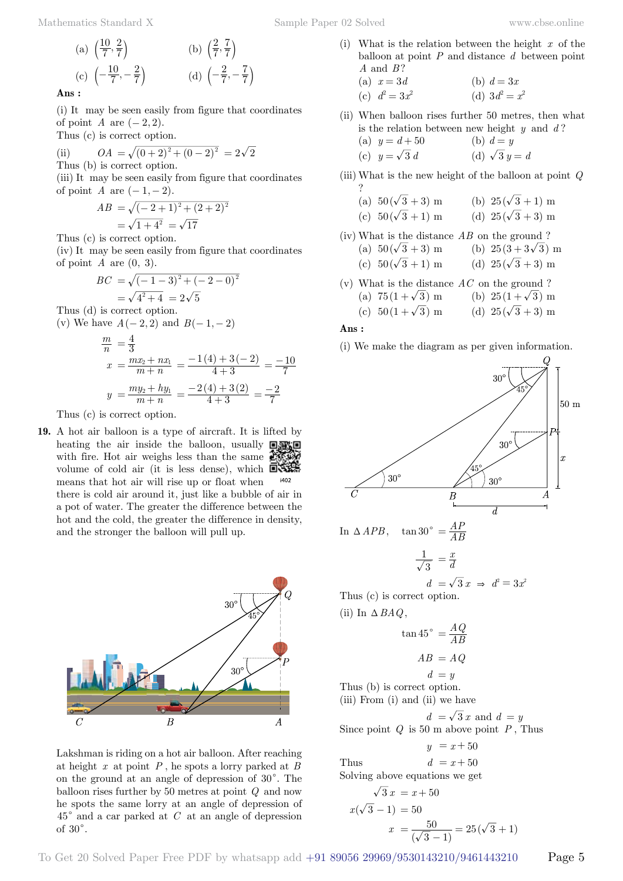(a) $\left(\frac{10}{7}, \frac{2}{7}\right)$ (b) $\left(\frac{2}{7}, \frac{7}{7}\right)$

(c) $\left(-\frac{10}{7}, -\frac{2}{7}\right)$ (d) $\left(-\frac{2}{7}, -\frac{7}{7}\right)$

**Ans :**

(i) It may be seen easily from figure that coordinates of point $A$ are $(-2, 2)$.

Thus (c) is correct option.

(ii) $OA = \sqrt{(0+2)^2 + (0-2)^2} = 2\sqrt{2}$

Thus (b) is correct option.

(iii) It may be seen easily from figure that coordinates of point $A$ are $(-1, -2)$.

$$AB = \sqrt{(-2+1)^2 + (2+2)^2}$$
$$= \sqrt{1+4^2} = \sqrt{17}$$

Thus (c) is correct option.

(iv) It may be seen easily from figure that coordinates of point $A$ are $(0, 3)$.

$$BC = \sqrt{(-1-3)^2 + (-2-0)^2}$$
$$= \sqrt{4^2+4} = 2\sqrt{5}$$

Thus (d) is correct option.

(v) We have $A(-2, 2)$ and $B(-1, -2)$

$$\frac{m}{n} = \frac{4}{3}$$
$$x = \frac{mx_2 + nx_1}{m+n} = \frac{-1(4) + 3(-2)}{4+3} = \frac{-10}{7}$$
$$y = \frac{my_2 + hy_1}{m+n} = \frac{-2(4) + 3(2)}{4+3} = \frac{-2}{7}$$

Thus (c) is correct option.

**19.** A hot air balloon is a type of aircraft. It is lifted by heating the air inside the balloon, usually with fire. Hot air weighs less than the same volume of cold air (it is less dense), which means that hot air will rise up or float when there is cold air around it, just like a bubble of air in a pot of water. The greater the difference between the hot and the cold, the greater the difference in density, and the stronger the balloon will pull up.

Lakshman is riding on a hot air balloon. After reaching at height $x$ at point $P$, he spots a lorry parked at $B$ on the ground at an angle of depression of $30^\circ$. The balloon rises further by 50 metres at point $Q$ and now he spots the same lorry at an angle of depression of $45^\circ$ and a car parked at $C$ at an angle of depression of $30^\circ$.

(i) What is the relation between the height $x$ of the balloon at point $P$ and distance $d$ between point $A$ and $B$?

(a) $x = 3d$ (b) $d = 3x$

(c) $d^2 = 3x^2$ (d) $3d^2 = x^2$

(ii) When balloon rises further 50 metres, then what is the relation between new height $y$ and $d$?

(a) $y = d + 50$ (b) $d = y$

(c) $y = \sqrt{3}\,d$ (d) $\sqrt{3}\,y = d$

(iii) What is the new height of the balloon at point $Q$ ?

(a) $50(\sqrt{3}+3)$ m (b) $25(\sqrt{3}+1)$ m

(c) $50(\sqrt{3}+1)$ m (d) $25(\sqrt{3}+3)$ m

(iv) What is the distance $AB$ on the ground ?

(a) $50(\sqrt{3}+3)$ m (b) $25(3+3\sqrt{3})$ m

(c) $50(\sqrt{3}+1)$ m (d) $25(\sqrt{3}+3)$ m

(v) What is the distance $AC$ on the ground ?

(a) $75(1+\sqrt{3})$ m (b) $25(1+\sqrt{3})$ m

(c) $50(1+\sqrt{3})$ m (d) $25(\sqrt{3}+3)$ m

**Ans :**

(i) We make the diagram as per given information.

In $\Delta APB$, $\tan 30^\circ = \frac{AP}{AB}$

$$\frac{1}{\sqrt{3}} = \frac{x}{d}$$
$$d = \sqrt{3}\,x \Rightarrow d^2 = 3x^2$$

Thus (c) is correct option.

(ii) In $\Delta BAQ$,

$$\tan 45^\circ = \frac{AQ}{AB}$$
$$AB = AQ$$
$$d = y$$

Thus (b) is correct option.

(iii) From (i) and (ii) we have

$$d = \sqrt{3}\,x \text{ and } d = y$$

Since point $Q$ is 50 m above point $P$, Thus

$$y = x + 50$$

Thus $d = x + 50$

Solving above equations we get

$$\sqrt{3}\,x = x + 50$$
$$x(\sqrt{3} - 1) = 50$$
$$x = \frac{50}{(\sqrt{3}-1)} = 25(\sqrt{3}+1)$$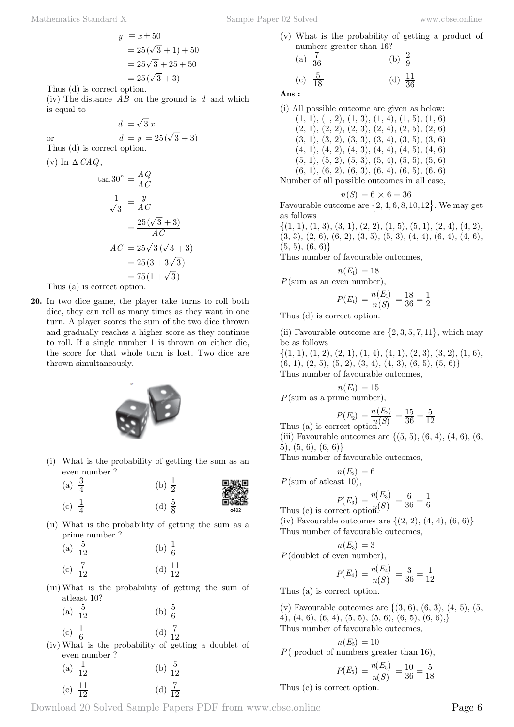$$y = x + 50$$
$$= 25(\sqrt{3}+1) + 50$$
$$= 25\sqrt{3} + 25 + 50$$
$$= 25(\sqrt{3}+3)$$

Thus (d) is correct option.

(iv) The distance $AB$ on the ground is $d$ and which is equal to

$$d = \sqrt{3}\,x$$

or $$d = y = 25(\sqrt{3}+3)$$

Thus (d) is correct option.

(v) In $\Delta\, CAQ$,

$$\tan 30^\circ = \frac{AQ}{AC}$$

$$\frac{1}{\sqrt{3}} = \frac{y}{AC}$$

$$= \frac{25(\sqrt{3}+3)}{AC}$$

$$AC = 25\sqrt{3}(\sqrt{3}+3)$$
$$= 25(3+3\sqrt{3})$$
$$= 75(1+\sqrt{3})$$

Thus (a) is correct option.

**20.** In two dice game, the player take turns to roll both dice, they can roll as many times as they want in one turn. A player scores the sum of the two dice thrown and gradually reaches a higher score as they continue to roll. If a single number 1 is thrown on either die, the score for that whole turn is lost. Two dice are thrown simultaneously.

(i) What is the probability of getting the sum as an even number ?

(a) $\frac{3}{4}$ (b) $\frac{1}{2}$

(c) $\frac{1}{4}$ (d) $\frac{5}{8}$

(ii) What is the probability of getting the sum as a prime number ?

(a) $\frac{5}{12}$ (b) $\frac{1}{6}$

(c) $\frac{7}{12}$ (d) $\frac{11}{12}$

(iii) What is the probability of getting the sum of atleast 10?

(a) $\frac{5}{12}$ (b) $\frac{5}{6}$

(c) $\frac{1}{6}$ (d) $\frac{7}{12}$

(iv) What is the probability of getting a doublet of even number ?

(a) $\frac{1}{12}$ (b) $\frac{5}{12}$

(c) $\frac{11}{12}$ (d) $\frac{7}{12}$

(v) What is the probability of getting a product of numbers greater than 16?

(a) $\frac{7}{36}$ (b) $\frac{2}{9}$

(c) $\frac{5}{18}$ (d) $\frac{11}{36}$

**Ans :**

(i) All possible outcome are given as below:

(1, 1), (1, 2), (1, 3), (1, 4), (1, 5), (1, 6)
(2, 1), (2, 2), (2, 3), (2, 4), (2, 5), (2, 6)
(3, 1), (3, 2), (3, 3), (3, 4), (3, 5), (3, 6)
(4, 1), (4, 2), (4, 3), (4, 4), (4, 5), (4, 6)
(5, 1), (5, 2), (5, 3), (5, 4), (5, 5), (5, 6)
(6, 1), (6, 2), (6, 3), (6, 4), (6, 5), (6, 6)

Number of all possible outcomes in all case,

$$n(S) = 6 \times 6 = 36$$

Favourable outcome are $\{2, 4, 6, 8, 10, 12\}$. We may get as follows

{(1, 1), (1, 3), (3, 1), (2, 2), (1, 5), (5, 1), (2, 4), (4, 2), (3, 3), (2, 6), (6, 2), (3, 5), (5, 3), (4, 4), (6, 4), (4, 6), (5, 5), (6, 6)}

Thus number of favourable outcomes,

$$n(E_1) = 18$$

$P$(sum as an even number),

$$P(E_1) = \frac{n(E_1)}{n(S)} = \frac{18}{36} = \frac{1}{2}$$

Thus (d) is correct option.

(ii) Favourable outcome are $\{2, 3, 5, 7, 11\}$, which may be as follows

{(1, 1), (1, 2), (2, 1), (1, 4), (4, 1), (2, 3), (3, 2), (1, 6), (6, 1), (2, 5), (5, 2), (3, 4), (4, 3), (6, 5), (5, 6)}

Thus number of favourable outcomes,

$$n(E_1) = 15$$

$P$(sum as a prime number),

$$P(E_2) = \frac{n(E_2)}{n(S)} = \frac{15}{36} = \frac{5}{12}$$

Thus (a) is correct option.

(iii) Favourable outcomes are {(5, 5), (6, 4), (4, 6), (6, 5), (5, 6), (6, 6)}

Thus number of favourable outcomes,

$$n(E_3) = 6$$

$P$(sum of atleast 10),

$$P(E_3) = \frac{n(E_3)}{n(S)} = \frac{6}{36} = \frac{1}{6}$$

Thus (c) is correct option.

(iv) Favourable outcomes are {(2, 2), (4, 4), (6, 6)}

Thus number of favourable outcomes,

$$n(E_3) = 3$$

$P$(doublet of even number),

$$P(E_4) = \frac{n(E_4)}{n(S)} = \frac{3}{36} = \frac{1}{12}$$

Thus (a) is correct option.

(v) Favourable outcomes are {(3, 6), (6, 3), (4, 5), (5, 4), (4, 6), (6, 4), (5, 5), (5, 6), (6, 5), (6, 6),}

Thus number of favourable outcomes,

$$n(E_5) = 10$$

$P$( product of numbers greater than 16),

$$P(E_5) = \frac{n(E_5)}{n(S)} = \frac{10}{36} = \frac{5}{18}$$

Thus (c) is correct option.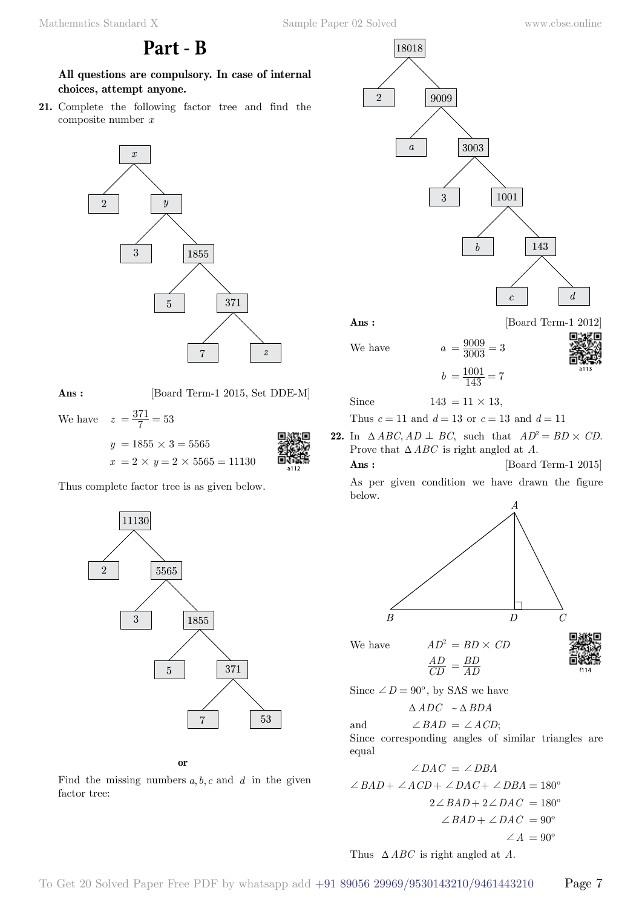## Part - B

**All questions are compulsory. In case of internal choices, attempt anyone.**

**21.** Complete the following factor tree and find the composite number $x$

$x$ → 2, $y$; $y$ → 3, 1855; 1855 → 5, 371; 371 → 7, $z$

**Ans :** [Board Term-1 2015, Set DDE-M]

We have $z = \frac{371}{7} = 53$

$y = 1855 \times 3 = 5565$

$x = 2 \times y = 2 \times 5565 = 11130$

Thus complete factor tree is as given below.

11130 → 2, 5565; 5565 → 3, 1855; 1855 → 5, 371; 371 → 7, 53

**or**

Find the missing numbers $a, b, c$ and $d$ in the given factor tree:

18018 → 2, 9009; 9009 → $a$, 3003; 3003 → 3, 1001; 1001 → $b$, 143; 143 → $c$, $d$

**Ans :** [Board Term-1 2012]

We have $a = \frac{9009}{3003} = 3$

$b = \frac{1001}{143} = 7$

Since $143 = 11 \times 13$,

Thus $c = 11$ and $d = 13$ or $c = 13$ and $d = 11$

**22.** In $\Delta ABC, AD \perp BC$, such that $AD^2 = BD \times CD$. Prove that $\Delta ABC$ is right angled at $A$.

**Ans :** [Board Term-1 2015]

As per given condition we have drawn the figure below.

We have $AD^2 = BD \times CD$

$$\frac{AD}{CD} = \frac{BD}{AD}$$

Since $\angle D = 90^\circ$, by SAS we have

$$\Delta ADC \sim \Delta BDA$$

and $\angle BAD = \angle ACD$;

Since corresponding angles of similar triangles are equal

$$\angle DAC = \angle DBA$$

$$\angle BAD + \angle ACD + \angle DAC + \angle DBA = 180^\circ$$

$$2\angle BAD + 2\angle DAC = 180^\circ$$

$$\angle BAD + \angle DAC = 90^\circ$$

$$\angle A = 90^\circ$$

Thus $\Delta ABC$ is right angled at $A$.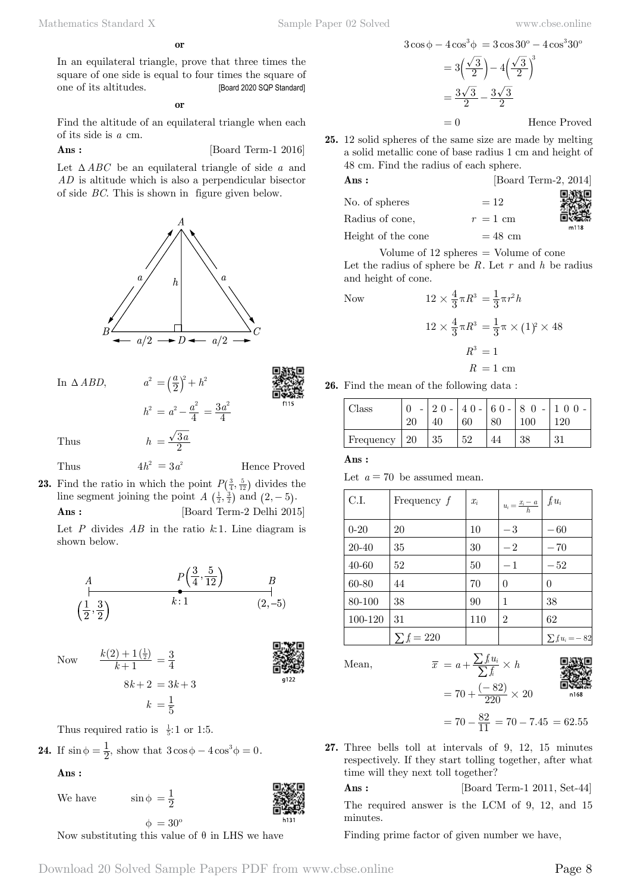**or**

In an equilateral triangle, prove that three times the square of one side is equal to four times the square of one of its altitudes. [Board 2020 SQP Standard]

**or**

Find the altitude of an equilateral triangle when each of its side is $a$ cm.

**Ans :** [Board Term-1 2016]

Let $\Delta ABC$ be an equilateral triangle of side $a$ and $AD$ is altitude which is also a perpendicular bisector of side $BC$. This is shown in figure given below.

In $\Delta ABD$,

$$a^2 = \left(\frac{a}{2}\right)^2 + h^2$$

$$h^2 = a^2 - \frac{a^2}{4} = \frac{3a^2}{4}$$

Thus $$h = \frac{\sqrt{3}a}{2}$$

Thus $$4h^2 = 3a^2$$ Hence Proved

**23.** Find the ratio in which the point $P\left(\frac{3}{4}, \frac{5}{12}\right)$ divides the line segment joining the point $A\left(\frac{1}{2}, \frac{3}{2}\right)$ and $(2, -5)$.

**Ans :** [Board Term-2 Delhi 2015]

Let $P$ divides $AB$ in the ratio $k$:1. Line diagram is shown below.

Now
$$\frac{k(2) + 1\left(\frac{1}{2}\right)}{k+1} = \frac{3}{4}$$

$$8k + 2 = 3k + 3$$

$$k = \frac{1}{5}$$

Thus required ratio is $\frac{1}{5}$:1 or 1:5.

**24.** If $\sin\phi = \frac{1}{2}$, show that $3\cos\phi - 4\cos^3\phi = 0$.

**Ans :**

We have $$\sin\phi = \frac{1}{2}$$

$$\phi = 30^\circ$$

Now substituting this value of $\theta$ in LHS we have

$$3\cos\phi - 4\cos^3\phi = 3\cos 30^\circ - 4\cos^3 30^\circ$$

$$= 3\left(\frac{\sqrt{3}}{2}\right) - 4\left(\frac{\sqrt{3}}{2}\right)^3$$

$$= \frac{3\sqrt{3}}{2} - \frac{3\sqrt{3}}{2}$$

$$= 0$$ Hence Proved

**25.** 12 solid spheres of the same size are made by melting a solid metallic cone of base radius 1 cm and height of 48 cm. Find the radius of each sphere.

**Ans :** [Board Term-2, 2014]

No. of spheres $= 12$

Radius of cone, $r = 1$ cm

Height of the cone $= 48$ cm

Volume of 12 spheres = Volume of cone

Let the radius of sphere be $R$. Let $r$ and $h$ be radius and height of cone.

Now
$$12 \times \frac{4}{3}\pi R^3 = \frac{1}{3}\pi r^2 h$$

$$12 \times \frac{4}{3}\pi R^3 = \frac{1}{3}\pi \times (1)^2 \times 48$$

$$R^3 = 1$$

$$R = 1 \text{ cm}$$

**26.** Find the mean of the following data :

| Class | 0 - 20 | 20 - 40 | 40 - 60 | 60 - 80 | 80 - 100 | 100 - 120 |
|---|---|---|---|---|---|---|
| Frequency | 20 | 35 | 52 | 44 | 38 | 31 |

**Ans :**

Let $a = 70$ be assumed mean.

| C.I. | Frequency $f$ | $x_i$ | $u_i = \frac{x_i - a}{h}$ | $f_i u_i$ |
|---|---|---|---|---|
| 0-20 | 20 | 10 | $-3$ | $-60$ |
| 20-40 | 35 | 30 | $-2$ | $-70$ |
| 40-60 | 52 | 50 | $-1$ | $-52$ |
| 60-80 | 44 | 70 | 0 | 0 |
| 80-100 | 38 | 90 | 1 | 38 |
| 100-120 | 31 | 110 | 2 | 62 |
| | $\sum f_i = 220$ | | | $\sum f_i u_i = -82$ |

Mean,
$$\overline{x} = a + \frac{\sum f_i u_i}{\sum f_i} \times h$$

$$= 70 + \frac{(-82)}{220} \times 20$$

$$= 70 - \frac{82}{11} = 70 - 7.45 = 62.55$$

**27.** Three bells toll at intervals of 9, 12, 15 minutes respectively. If they start tolling together, after what time will they next toll together?

**Ans :** [Board Term-1 2011, Set-44]

The required answer is the LCM of 9, 12, and 15 minutes.

Finding prime factor of given number we have,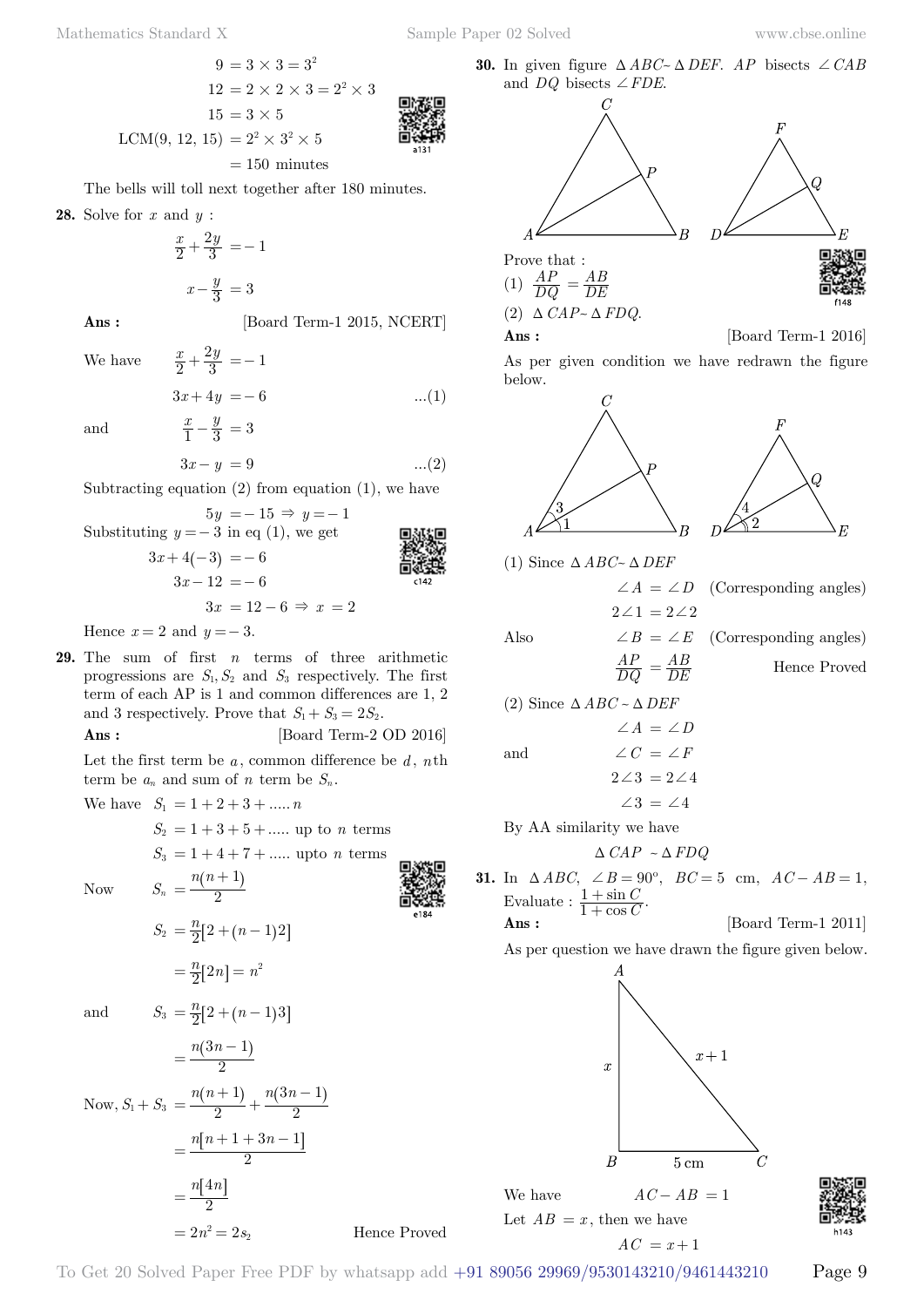$$9 = 3 \times 3 = 3^2$$
$$12 = 2 \times 2 \times 3 = 2^2 \times 3$$
$$15 = 3 \times 5$$
$$\text{LCM}(9,\ 12,\ 15) = 2^2 \times 3^2 \times 5$$
$$= 150 \text{ minutes}$$

The bells will toll next together after 180 minutes.

**28.** Solve for $x$ and $y$ :

$$\frac{x}{2} + \frac{2y}{3} = -1$$

$$x - \frac{y}{3} = 3$$

**Ans :** [Board Term-1 2015, NCERT]

We have $\frac{x}{2} + \frac{2y}{3} = -1$

$$3x + 4y = -6 \quad ...(1)$$

and $\frac{x}{1} - \frac{y}{3} = 3$

$$3x - y = 9 \quad ...(2)$$

Subtracting equation (2) from equation (1), we have

$$5y = -15 \Rightarrow y = -1$$

Substituting $y = -3$ in eq (1), we get

$$3x + 4(-3) = -6$$
$$3x - 12 = -6$$
$$3x = 12 - 6 \Rightarrow x = 2$$

Hence $x = 2$ and $y = -3$.

**29.** The sum of first $n$ terms of three arithmetic progressions are $S_1, S_2$ and $S_3$ respectively. The first term of each AP is 1 and common differences are 1, 2 and 3 respectively. Prove that $S_1 + S_3 = 2S_2$.

**Ans :** [Board Term-2 OD 2016]

Let the first term be $a$, common difference be $d$, $n$th term be $a_n$ and sum of $n$ term be $S_n$.

We have $S_1 = 1 + 2 + 3 + \ldots.. n$

$$S_2 = 1 + 3 + 5 + \ldots.. \text{ up to } n \text{ terms}$$
$$S_3 = 1 + 4 + 7 + \ldots.. \text{ upto } n \text{ terms}$$

Now $S_n = \frac{n(n+1)}{2}$

$$S_2 = \frac{n}{2}[2 + (n-1)2]$$
$$= \frac{n}{2}[2n] = n^2$$

and $S_3 = \frac{n}{2}[2 + (n-1)3]$

$$= \frac{n(3n-1)}{2}$$

Now, $S_1 + S_3 = \frac{n(n+1)}{2} + \frac{n(3n-1)}{2}$

$$= \frac{n[n+1+3n-1]}{2}$$
$$= \frac{n[4n]}{2}$$
$$= 2n^2 = 2s_2 \qquad \text{Hence Proved}$$

**30.** In given figure $\Delta ABC \sim \Delta DEF$. $AP$ bisects $\angle CAB$ and $DQ$ bisects $\angle FDE$.

Prove that :

(1) $\frac{AP}{DQ} = \frac{AB}{DE}$

(2) $\Delta CAP \sim \Delta FDQ$.

**Ans :** [Board Term-1 2016]

As per given condition we have redrawn the figure below.

(1) Since $\Delta ABC \sim \Delta DEF$

$$\angle A = \angle D \quad \text{(Corresponding angles)}$$
$$2\angle 1 = 2\angle 2$$

Also $\angle B = \angle E$ (Corresponding angles)

$$\frac{AP}{DQ} = \frac{AB}{DE} \qquad \text{Hence Proved}$$

(2) Since $\Delta ABC \sim \Delta DEF$

$$\angle A = \angle D$$

and $\angle C = \angle F$

$$2\angle 3 = 2\angle 4$$
$$\angle 3 = \angle 4$$

By AA similarity we have

$$\Delta CAP \sim \Delta FDQ$$

**31.** In $\Delta ABC$, $\angle B = 90°$, $BC = 5$ cm, $AC - AB = 1$, Evaluate : $\frac{1 + \sin C}{1 + \cos C}$.

**Ans :** [Board Term-1 2011]

As per question we have drawn the figure given below.

We have $AC - AB = 1$

Let $AB = x$, then we have

$$AC = x + 1$$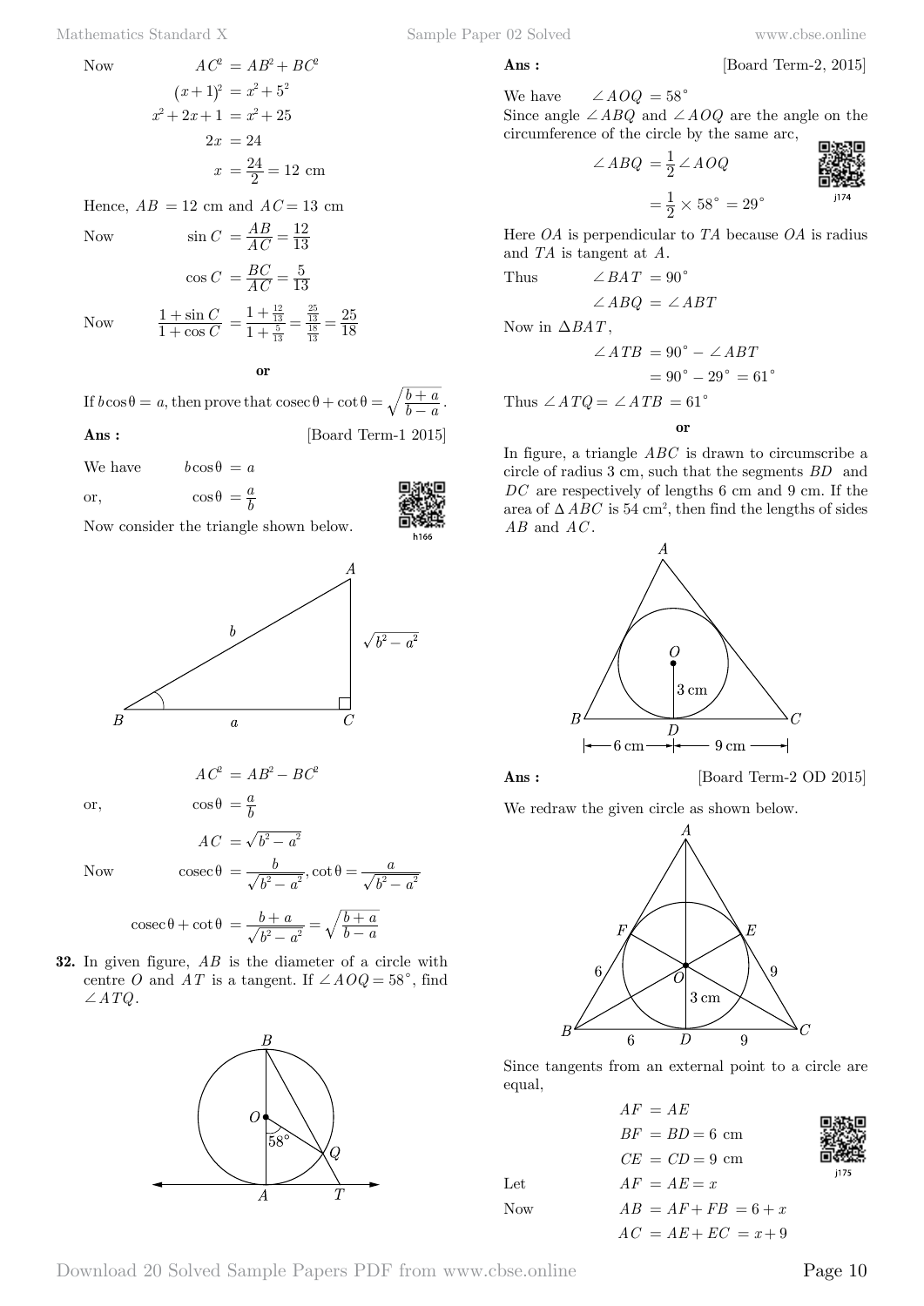Now $AC^2 = AB^2 + BC^2$

$$(x+1)^2 = x^2 + 5^2$$

$$x^2 + 2x + 1 = x^2 + 25$$

$$2x = 24$$

$$x = \frac{24}{2} = 12 \text{ cm}$$

Hence, $AB = 12$ cm and $AC = 13$ cm

Now $\sin C = \frac{AB}{AC} = \frac{12}{13}$

$$\cos C = \frac{BC}{AC} = \frac{5}{13}$$

Now $\frac{1+\sin C}{1+\cos C} = \frac{1+\frac{12}{13}}{1+\frac{5}{13}} = \frac{\frac{25}{13}}{\frac{18}{13}} = \frac{25}{18}$

**or**

If $b\cos\theta = a$, then prove that $\text{cosec}\,\theta + \cot\theta = \sqrt{\frac{b+a}{b-a}}$.

**Ans :** [Board Term-1 2015]

We have $b\cos\theta = a$

or, $\cos\theta = \frac{a}{b}$

Now consider the triangle shown below.

$$AC^2 = AB^2 - BC^2$$

or, $\cos\theta = \frac{a}{b}$

$$AC = \sqrt{b^2 - a^2}$$

Now $\text{cosec}\,\theta = \frac{b}{\sqrt{b^2-a^2}}, \cot\theta = \frac{a}{\sqrt{b^2-a^2}}$

$$\text{cosec}\,\theta + \cot\theta = \frac{b+a}{\sqrt{b^2-a^2}} = \sqrt{\frac{b+a}{b-a}}$$

**32.** In given figure, $AB$ is the diameter of a circle with centre $O$ and $AT$ is a tangent. If $\angle AOQ = 58^\circ$, find $\angle ATQ$.

**Ans :** [Board Term-2, 2015]

We have $\angle AOQ = 58^\circ$

Since angle $\angle ABQ$ and $\angle AOQ$ are the angle on the circumference of the circle by the same arc,

$$\angle ABQ = \frac{1}{2}\angle AOQ$$

$$= \frac{1}{2} \times 58^\circ = 29^\circ$$

Here $OA$ is perpendicular to $TA$ because $OA$ is radius and $TA$ is tangent at $A$.

Thus $\angle BAT = 90^\circ$

$$\angle ABQ = \angle ABT$$

Now in $\Delta BAT$,

$$\angle ATB = 90^\circ - \angle ABT$$

$$= 90^\circ - 29^\circ = 61^\circ$$

Thus $\angle ATQ = \angle ATB = 61^\circ$

**or**

In figure, a triangle $ABC$ is drawn to circumscribe a circle of radius 3 cm, such that the segments $BD$ and $DC$ are respectively of lengths 6 cm and 9 cm. If the area of $\Delta ABC$ is 54 cm², then find the lengths of sides $AB$ and $AC$.

**Ans :** [Board Term-2 OD 2015]

We redraw the given circle as shown below.

Since tangents from an external point to a circle are equal,

$$AF = AE$$

$$BF = BD = 6 \text{ cm}$$

$$CE = CD = 9 \text{ cm}$$

Let $AF = AE = x$

Now $AB = AF + FB = 6 + x$

$$AC = AE + EC = x + 9$$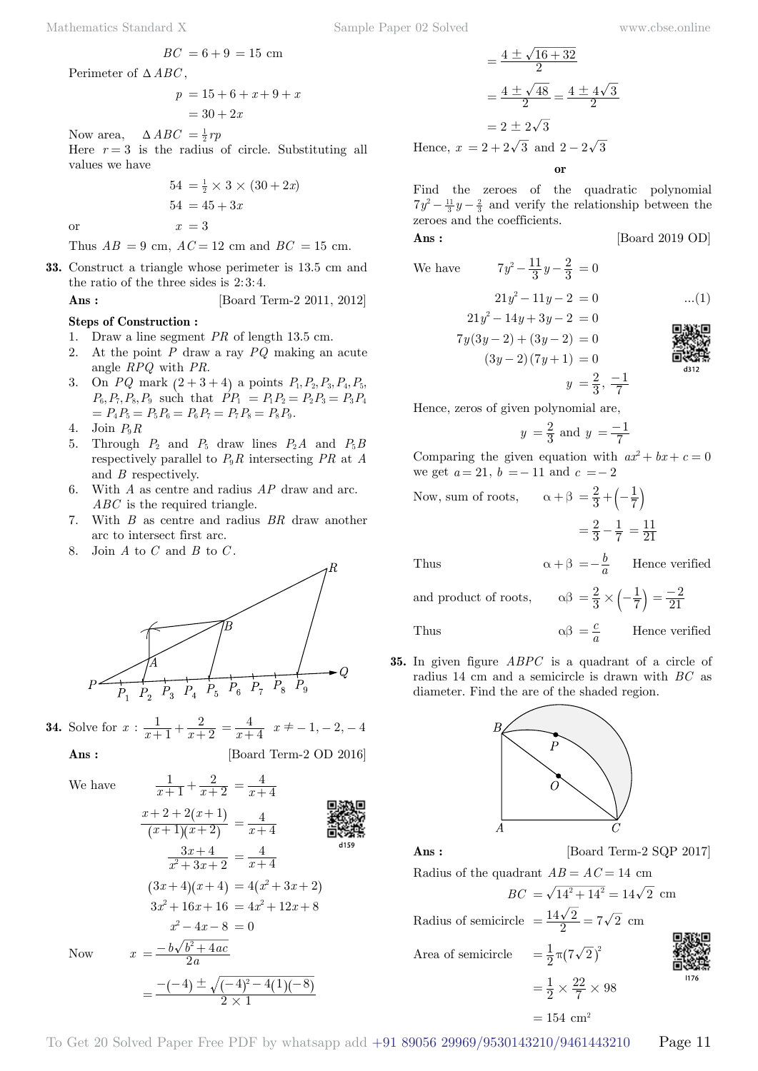$$BC = 6 + 9 = 15 \text{ cm}$$

Perimeter of $\Delta ABC$,

$$p = 15 + 6 + x + 9 + x$$
$$= 30 + 2x$$

Now area, $\quad \Delta ABC = \frac{1}{2} rp$

Here $r = 3$ is the radius of circle. Substituting all values we have

$$54 = \frac{1}{2} \times 3 \times (30 + 2x)$$
$$54 = 45 + 3x$$

or $\quad x = 3$

Thus $AB = 9$ cm, $AC = 12$ cm and $BC = 15$ cm.

**33.** Construct a triangle whose perimeter is 13.5 cm and the ratio of the three sides is 2:3:4.

**Ans :** [Board Term-2 2011, 2012]

**Steps of Construction :**

1. Draw a line segment $PR$ of length 13.5 cm.
2. At the point $P$ draw a ray $PQ$ making an acute angle $RPQ$ with $PR$.
3. On $PQ$ mark $(2 + 3 + 4)$ a points $P_1, P_2, P_3, P_4, P_5, P_6, P_7, P_8, P_9$ such that $PP_1 = P_1P_2 = P_2P_3 = P_3P_4 = P_4P_5 = P_5P_6 = P_6P_7 = P_7P_8 = P_8P_9$.
4. Join $P_9R$
5. Through $P_2$ and $P_5$ draw lines $P_2A$ and $P_5B$ respectively parallel to $P_9R$ intersecting $PR$ at $A$ and $B$ respectively.
6. With $A$ as centre and radius $AP$ draw and arc. $ABC$ is the required triangle.
7. With $B$ as centre and radius $BR$ draw another arc to intersect first arc.
8. Join $A$ to $C$ and $B$ to $C$.

**34.** Solve for $x$ : $\frac{1}{x+1} + \frac{2}{x+2} = \frac{4}{x+4} \quad x \neq -1, -2, -4$

**Ans :** [Board Term-2 OD 2016]

We have
$$\frac{1}{x+1} + \frac{2}{x+2} = \frac{4}{x+4}$$
$$\frac{x+2+2(x+1)}{(x+1)(x+2)} = \frac{4}{x+4}$$
$$\frac{3x+4}{x^2+3x+2} = \frac{4}{x+4}$$
$$(3x+4)(x+4) = 4(x^2+3x+2)$$
$$3x^2 + 16x + 16 = 4x^2 + 12x + 8$$
$$x^2 - 4x - 8 = 0$$

Now
$$x = \frac{-b\sqrt{b^2+4ac}}{2a}$$
$$= \frac{-(-4) \pm \sqrt{(-4)^2 - 4(1)(-8)}}{2 \times 1}$$
$$= \frac{4 \pm \sqrt{16+32}}{2}$$
$$= \frac{4 \pm \sqrt{48}}{2} = \frac{4 \pm 4\sqrt{3}}{2}$$
$$= 2 \pm 2\sqrt{3}$$

Hence, $x = 2 + 2\sqrt{3}$ and $2 - 2\sqrt{3}$

**or**

Find the zeroes of the quadratic polynomial $7y^2 - \frac{11}{3}y - \frac{2}{3}$ and verify the relationship between the zeroes and the coefficients.

**Ans :** [Board 2019 OD]

We have
$$7y^2 - \frac{11}{3}y - \frac{2}{3} = 0$$
$$21y^2 - 11y - 2 = 0 \quad \quad ...(1)$$
$$21y^2 - 14y + 3y - 2 = 0$$
$$7y(3y-2) + (3y-2) = 0$$
$$(3y-2)(7y+1) = 0$$
$$y = \frac{2}{3}, \frac{-1}{7}$$

Hence, zeros of given polynomial are,
$$y = \frac{2}{3} \text{ and } y = \frac{-1}{7}$$

Comparing the given equation with $ax^2 + bx + c = 0$ we get $a = 21$, $b = -11$ and $c = -2$

Now, sum of roots, $\quad \alpha + \beta = \frac{2}{3} + \left(-\frac{1}{7}\right)$
$$= \frac{2}{3} - \frac{1}{7} = \frac{11}{21}$$

Thus $\quad \alpha + \beta = -\frac{b}{a} \quad$ Hence verified

and product of roots, $\quad \alpha\beta = \frac{2}{3} \times \left(-\frac{1}{7}\right) = \frac{-2}{21}$

Thus $\quad \alpha\beta = \frac{c}{a} \quad$ Hence verified

**35.** In given figure $ABPC$ is a quadrant of a circle of radius 14 cm and a semicircle is drawn with $BC$ as diameter. Find the are of the shaded region.

**Ans :** [Board Term-2 SQP 2017]

Radius of the quadrant $AB = AC = 14$ cm

$$BC = \sqrt{14^2 + 14^2} = 14\sqrt{2} \text{ cm}$$

Radius of semicircle $= \frac{14\sqrt{2}}{2} = 7\sqrt{2}$ cm

Area of semicircle
$$= \frac{1}{2}\pi(7\sqrt{2})^2$$
$$= \frac{1}{2} \times \frac{22}{7} \times 98$$
$$= 154 \text{ cm}^2$$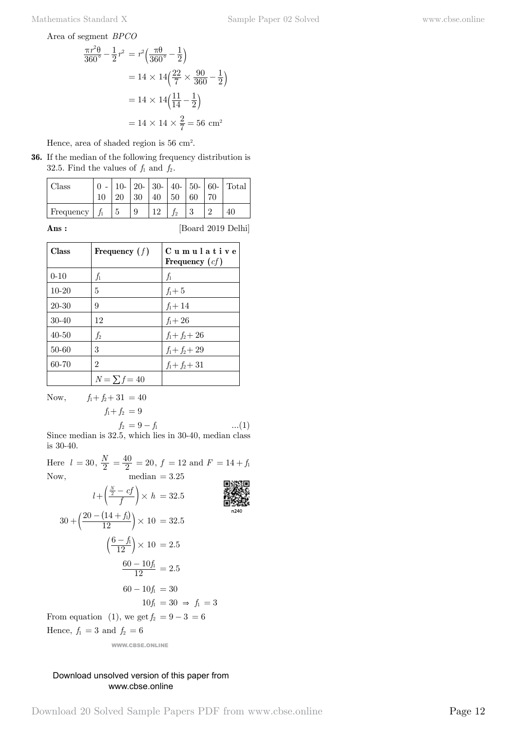Area of segment $BPCO$

$$\frac{\pi r^2\theta}{360^\circ} - \frac{1}{2}r^2 = r^2\left(\frac{\pi\theta}{360^\circ} - \frac{1}{2}\right)$$

$$= 14 \times 14\left(\frac{22}{7} \times \frac{90}{360} - \frac{1}{2}\right)$$

$$= 14 \times 14\left(\frac{11}{14} - \frac{1}{2}\right)$$

$$= 14 \times 14 \times \frac{2}{7} = 56 \text{ cm}^2$$

Hence, area of shaded region is 56 cm$^2$.

**36.** If the median of the following frequency distribution is 32.5. Find the values of $f_1$ and $f_2$.

| Class | 0 - 10 | 10-20 | 20-30 | 30-40 | 40-50 | 50-60 | 60-70 | Total |
|---|---|---|---|---|---|---|---|---|
| Frequency | $f_1$ | 5 | 9 | 12 | $f_2$ | 3 | 2 | 40 |

**Ans :** [Board 2019 Delhi]

| **Class** | **Frequency ($f$)** | **Cumulative Frequency ($cf$)** |
|---|---|---|
| 0-10 | $f_1$ | $f_1$ |
| 10-20 | 5 | $f_1 + 5$ |
| 20-30 | 9 | $f_1 + 14$ |
| 30-40 | 12 | $f_1 + 26$ |
| 40-50 | $f_2$ | $f_1 + f_2 + 26$ |
| 50-60 | 3 | $f_1 + f_2 + 29$ |
| 60-70 | 2 | $f_1 + f_2 + 31$ |
| | $N = \sum f = 40$ | |

Now, $\quad f_1 + f_2 + 31 = 40$

$$f_1 + f_2 = 9$$

$$f_2 = 9 - f_1 \qquad ...(1)$$

Since median is 32.5, which lies in 30-40, median class is 30-40.

Here $l = 30$, $\frac{N}{2} = \frac{40}{2} = 20$, $f = 12$ and $F = 14 + f_1$

Now, $\quad$ median $= 3.25$

$$l + \left(\frac{\frac{N}{2} - cf}{f}\right) \times h = 32.5$$

$$30 + \left(\frac{20 - (14 + f_1)}{12}\right) \times 10 = 32.5$$

$$\left(\frac{6 - f_1}{12}\right) \times 10 = 2.5$$

$$\frac{60 - 10f_1}{12} = 2.5$$

$$60 - 10f_1 = 30$$

$$10f_1 = 30 \Rightarrow f_1 = 3$$

From equation (1), we get $f_2 = 9 - 3 = 6$

Hence, $f_1 = 3$ and $f_2 = 6$

WWW.CBSE.ONLINE

Download unsolved version of this paper from www.cbse.online